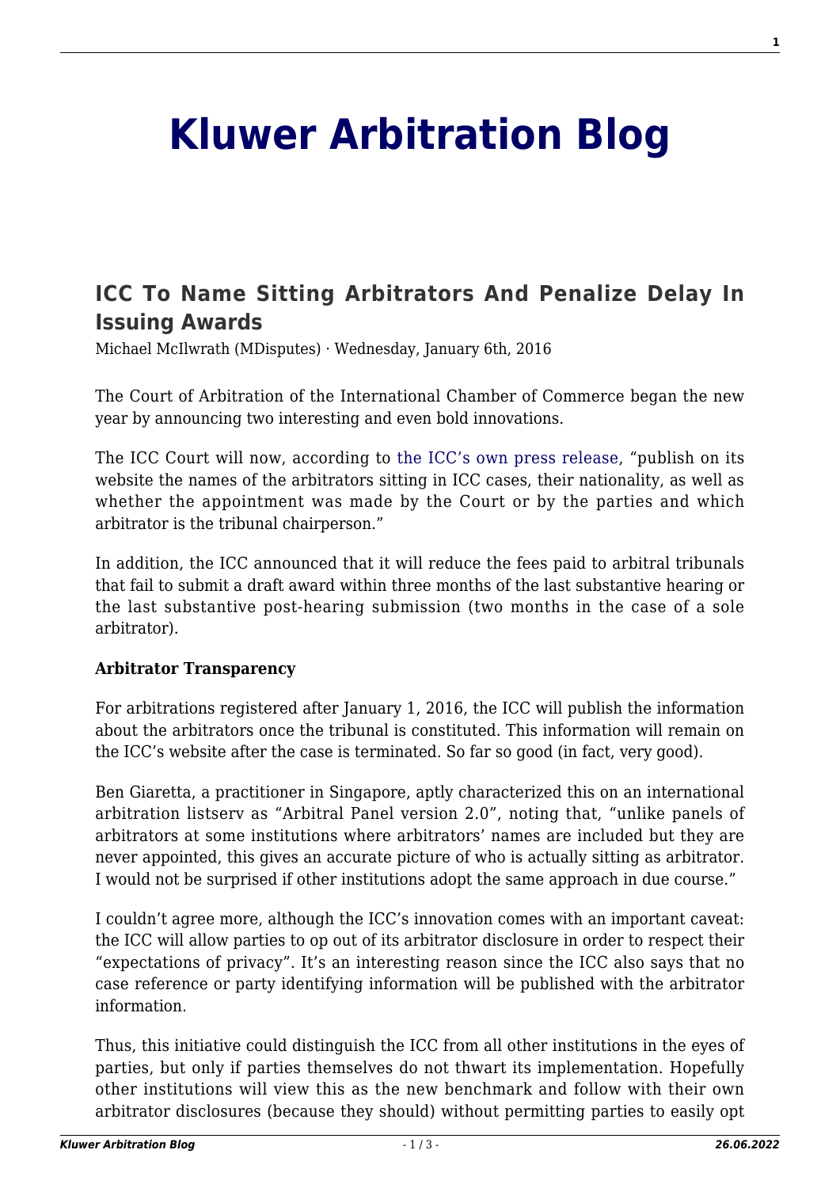# Kluwer Arbitration Blog

## ICC To Name Sitting Arbitrators And Penalize Delay In Issuing Awards

Michael McIlwrath (MDisputes) · Wednesday, January 6th, 2016

The Court of Arbitration of the International Chamber of Commerce began the new year by announcing two interesting and even bold innovations.

The ICC Court will now, according to the ICC's own press release, "publish on its website the names of the arbitrators sitting in ICC cases, their nationality, as well as whether the appointment was made by the Court or by the parties and which arbitrator is the tribunal chairperson."

In addition, the ICC announced that it will reduce the fees paid to arbitral tribunals that fail to submit a draft award within three months of the last substantive hearing or the last substantive post-hearing submission (two months in the case of a sole arbitrator).

**Arbitrator Transparency**

For arbitrations registered after January 1, 2016, the ICC will publish the information about the arbitrators once the tribunal is constituted. This information will remain on the ICC's website after the case is terminated. So far so good (in fact, very good).

Ben Giaretta, a practitioner in Singapore, aptly characterized this on an international arbitration listserv as "Arbitral Panel version 2.0", noting that, "unlike panels of arbitrators at some institutions where arbitrators' names are included but they are never appointed, this gives an accurate picture of who is actually sitting as arbitrator. I would not be surprised if other institutions adopt the same approach in due course."

I couldn't agree more, although the ICC's innovation comes with an important caveat: the ICC will allow parties to op out of its arbitrator disclosure in order to respect their "expectations of privacy". It's an interesting reason since the ICC also says that no case reference or party identifying information will be published with the arbitrator information.

Thus, this initiative could distinguish the ICC from all other institutions in the eyes of parties, but only if parties themselves do not thwart its implementation. Hopefully other institutions will view this as the new benchmark and follow with their own arbitrator disclosures (because they should) without permitting parties to easily opt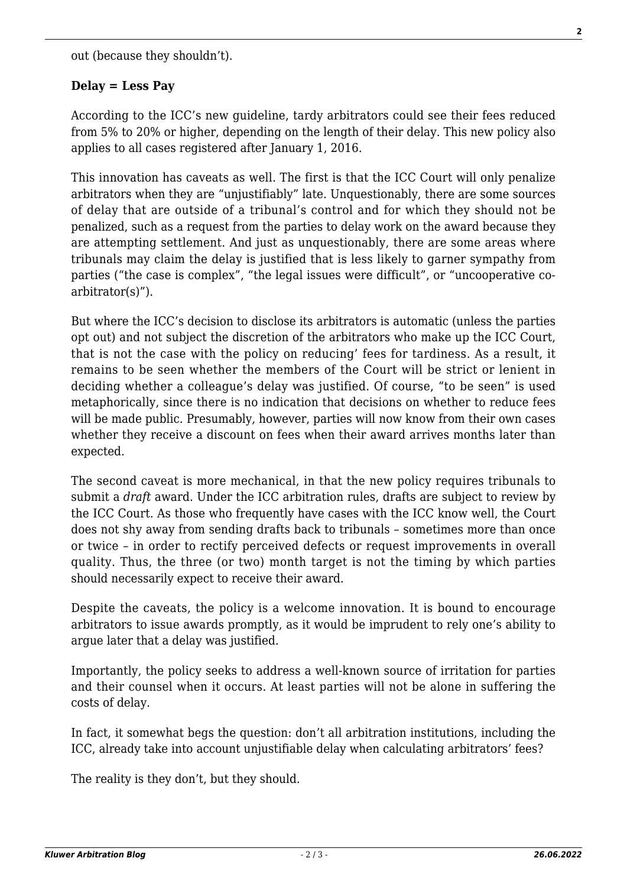out (because they shouldn't).

**Delay = Less Pay**

According to the ICC's new guideline, tardy arbitrators could see their fees reduced from 5% to 20% or higher, depending on the length of their delay. This new policy also applies to all cases registered after January 1, 2016.

This innovation has caveats as well. The first is that the ICC Court will only penalize arbitrators when they are "unjustifiably" late. Unquestionably, there are some sources of delay that are outside of a tribunal's control and for which they should not be penalized, such as a request from the parties to delay work on the award because they are attempting settlement. And just as unquestionably, there are some areas where tribunals may claim the delay is justified that is less likely to garner sympathy from parties ("the case is complex", "the legal issues were difficult", or "uncooperative co-arbitrator(s)").

But where the ICC's decision to disclose its arbitrators is automatic (unless the parties opt out) and not subject the discretion of the arbitrators who make up the ICC Court, that is not the case with the policy on reducing' fees for tardiness. As a result, it remains to be seen whether the members of the Court will be strict or lenient in deciding whether a colleague's delay was justified. Of course, "to be seen" is used metaphorically, since there is no indication that decisions on whether to reduce fees will be made public. Presumably, however, parties will now know from their own cases whether they receive a discount on fees when their award arrives months later than expected.

The second caveat is more mechanical, in that the new policy requires tribunals to submit a *draft* award. Under the ICC arbitration rules, drafts are subject to review by the ICC Court. As those who frequently have cases with the ICC know well, the Court does not shy away from sending drafts back to tribunals – sometimes more than once or twice – in order to rectify perceived defects or request improvements in overall quality. Thus, the three (or two) month target is not the timing by which parties should necessarily expect to receive their award.

Despite the caveats, the policy is a welcome innovation. It is bound to encourage arbitrators to issue awards promptly, as it would be imprudent to rely one's ability to argue later that a delay was justified.

Importantly, the policy seeks to address a well-known source of irritation for parties and their counsel when it occurs. At least parties will not be alone in suffering the costs of delay.

In fact, it somewhat begs the question: don't all arbitration institutions, including the ICC, already take into account unjustifiable delay when calculating arbitrators' fees?

The reality is they don't, but they should.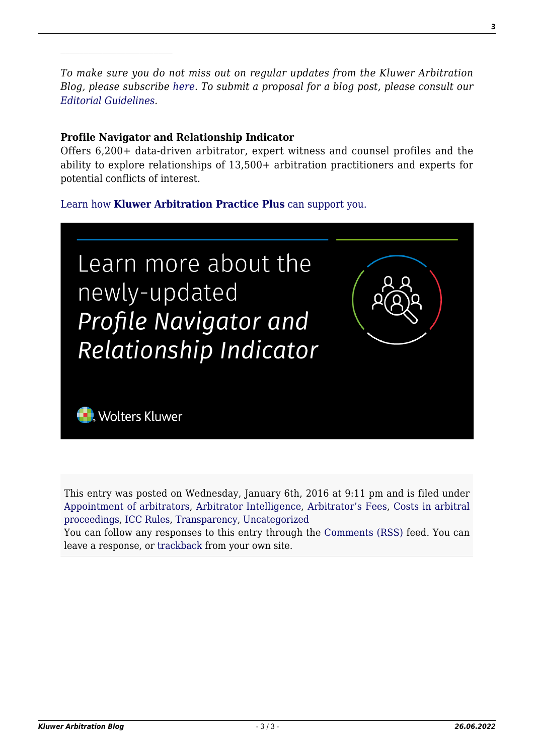---

*To make sure you do not miss out on regular updates from the Kluwer Arbitration Blog, please subscribe here. To submit a proposal for a blog post, please consult our Editorial Guidelines.*

**Profile Navigator and Relationship Indicator**
Offers 6,200+ data-driven arbitrator, expert witness and counsel profiles and the ability to explore relationships of 13,500+ arbitration practitioners and experts for potential conflicts of interest.

Learn how **Kluwer Arbitration Practice Plus** can support you.

Learn more about the newly-updated *Profile Navigator and Relationship Indicator*

Wolters Kluwer

This entry was posted on Wednesday, January 6th, 2016 at 9:11 pm and is filed under Appointment of arbitrators, Arbitrator Intelligence, Arbitrator's Fees, Costs in arbitral proceedings, ICC Rules, Transparency, Uncategorized
You can follow any responses to this entry through the Comments (RSS) feed. You can leave a response, or trackback from your own site.